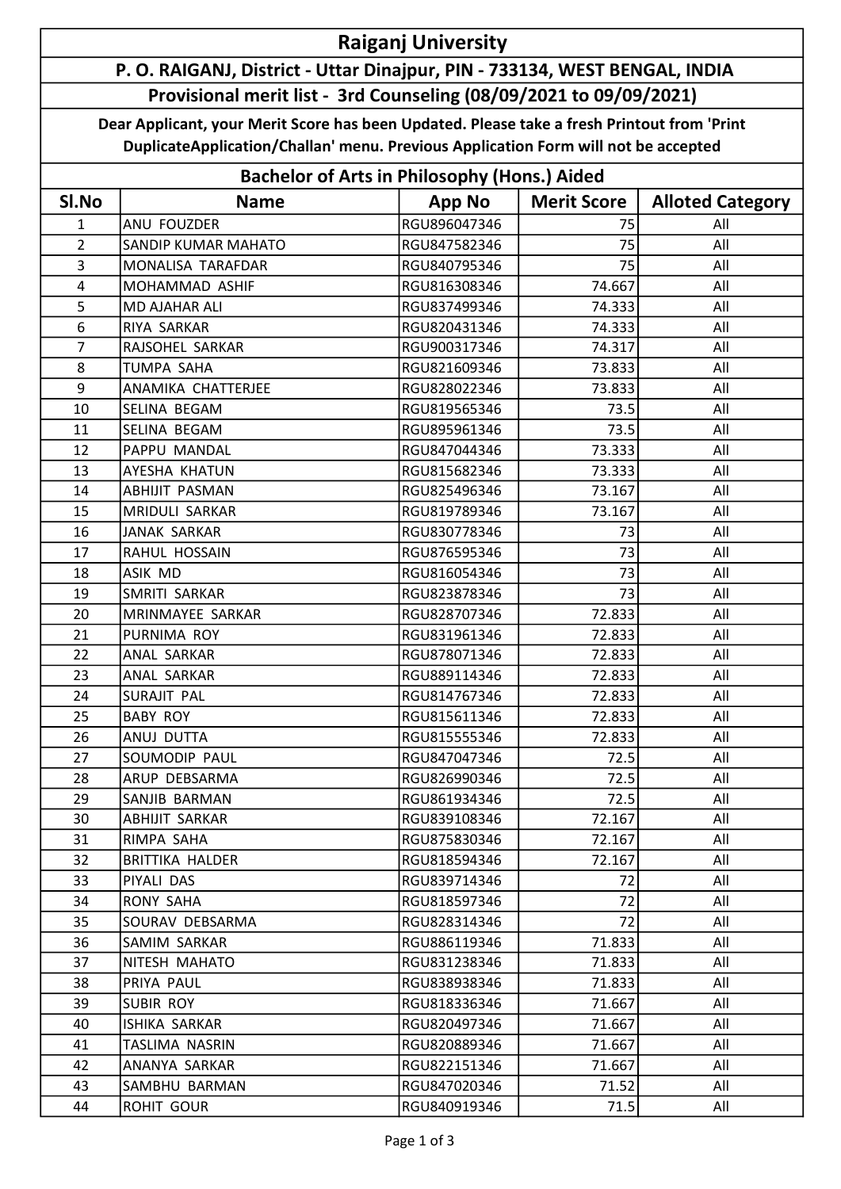# Raiganj University

## P. O. RAIGANJ, District - Uttar Dinajpur, PIN - 733134, WEST BENGAL, INDIA

### Provisional merit list - 3rd Counseling (08/09/2021 to 09/09/2021)

**Dear Applicant, your Merit Score has been Updated. Please take a fresh Printout from 'Print DuplicateApplication/Challan' menu. Previous Application Form will not be accepted**

### Bachelor of Arts in Philosophy (Hons.) Aided

| Sl.No | Name | App No | Merit Score | Alloted Category |
|---|---|---|---|---|
| 1 | ANU FOUZDER | RGU896047346 | 75 | All |
| 2 | SANDIP KUMAR MAHATO | RGU847582346 | 75 | All |
| 3 | MONALISA TARAFDAR | RGU840795346 | 75 | All |
| 4 | MOHAMMAD ASHIF | RGU816308346 | 74.667 | All |
| 5 | MD AJAHAR ALI | RGU837499346 | 74.333 | All |
| 6 | RIYA SARKAR | RGU820431346 | 74.333 | All |
| 7 | RAJSOHEL SARKAR | RGU900317346 | 74.317 | All |
| 8 | TUMPA SAHA | RGU821609346 | 73.833 | All |
| 9 | ANAMIKA CHATTERJEE | RGU828022346 | 73.833 | All |
| 10 | SELINA BEGAM | RGU819565346 | 73.5 | All |
| 11 | SELINA BEGAM | RGU895961346 | 73.5 | All |
| 12 | PAPPU MANDAL | RGU847044346 | 73.333 | All |
| 13 | AYESHA KHATUN | RGU815682346 | 73.333 | All |
| 14 | ABHIJIT PASMAN | RGU825496346 | 73.167 | All |
| 15 | MRIDULI SARKAR | RGU819789346 | 73.167 | All |
| 16 | JANAK SARKAR | RGU830778346 | 73 | All |
| 17 | RAHUL HOSSAIN | RGU876595346 | 73 | All |
| 18 | ASIK MD | RGU816054346 | 73 | All |
| 19 | SMRITI SARKAR | RGU823878346 | 73 | All |
| 20 | MRINMAYEE SARKAR | RGU828707346 | 72.833 | All |
| 21 | PURNIMA ROY | RGU831961346 | 72.833 | All |
| 22 | ANAL SARKAR | RGU878071346 | 72.833 | All |
| 23 | ANAL SARKAR | RGU889114346 | 72.833 | All |
| 24 | SURAJIT PAL | RGU814767346 | 72.833 | All |
| 25 | BABY ROY | RGU815611346 | 72.833 | All |
| 26 | ANUJ DUTTA | RGU815555346 | 72.833 | All |
| 27 | SOUMODIP PAUL | RGU847047346 | 72.5 | All |
| 28 | ARUP DEBSARMA | RGU826990346 | 72.5 | All |
| 29 | SANJIB BARMAN | RGU861934346 | 72.5 | All |
| 30 | ABHIJIT SARKAR | RGU839108346 | 72.167 | All |
| 31 | RIMPA SAHA | RGU875830346 | 72.167 | All |
| 32 | BRITTIKA HALDER | RGU818594346 | 72.167 | All |
| 33 | PIYALI DAS | RGU839714346 | 72 | All |
| 34 | RONY SAHA | RGU818597346 | 72 | All |
| 35 | SOURAV DEBSARMA | RGU828314346 | 72 | All |
| 36 | SAMIM SARKAR | RGU886119346 | 71.833 | All |
| 37 | NITESH MAHATO | RGU831238346 | 71.833 | All |
| 38 | PRIYA PAUL | RGU838938346 | 71.833 | All |
| 39 | SUBIR ROY | RGU818336346 | 71.667 | All |
| 40 | ISHIKA SARKAR | RGU820497346 | 71.667 | All |
| 41 | TASLIMA NASRIN | RGU820889346 | 71.667 | All |
| 42 | ANANYA SARKAR | RGU822151346 | 71.667 | All |
| 43 | SAMBHU BARMAN | RGU847020346 | 71.52 | All |
| 44 | ROHIT GOUR | RGU840919346 | 71.5 | All |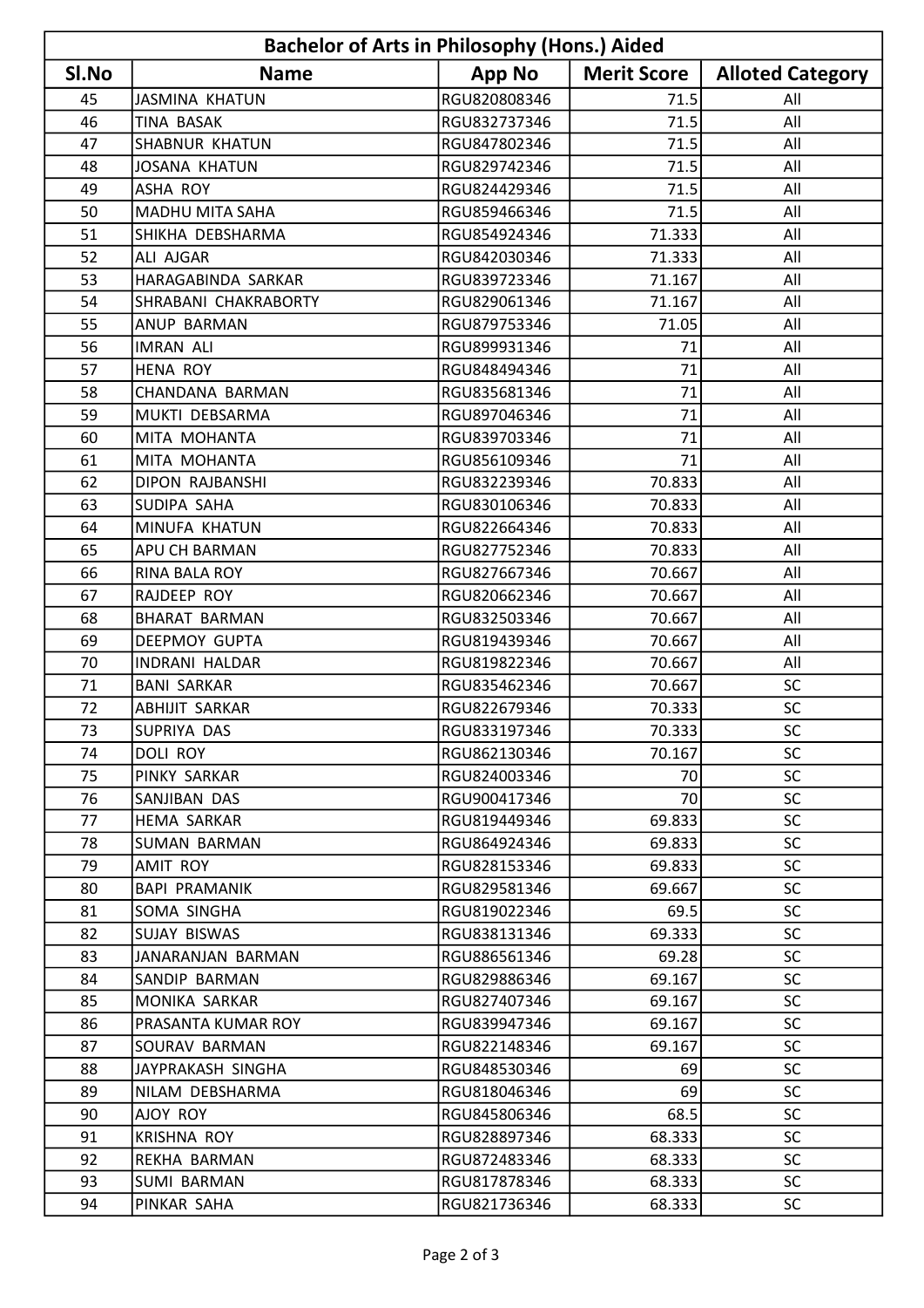| Bachelor of Arts in Philosophy (Hons.) Aided | | | | |
|---|---|---|---|---|
| Sl.No | Name | App No | Merit Score | Alloted Category |
| 45 | JASMINA KHATUN | RGU820808346 | 71.5 | All |
| 46 | TINA BASAK | RGU832737346 | 71.5 | All |
| 47 | SHABNUR KHATUN | RGU847802346 | 71.5 | All |
| 48 | JOSANA KHATUN | RGU829742346 | 71.5 | All |
| 49 | ASHA ROY | RGU824429346 | 71.5 | All |
| 50 | MADHU MITA SAHA | RGU859466346 | 71.5 | All |
| 51 | SHIKHA DEBSHARMA | RGU854924346 | 71.333 | All |
| 52 | ALI AJGAR | RGU842030346 | 71.333 | All |
| 53 | HARAGABINDA SARKAR | RGU839723346 | 71.167 | All |
| 54 | SHRABANI CHAKRABORTY | RGU829061346 | 71.167 | All |
| 55 | ANUP BARMAN | RGU879753346 | 71.05 | All |
| 56 | IMRAN ALI | RGU899931346 | 71 | All |
| 57 | HENA ROY | RGU848494346 | 71 | All |
| 58 | CHANDANA BARMAN | RGU835681346 | 71 | All |
| 59 | MUKTI DEBSARMA | RGU897046346 | 71 | All |
| 60 | MITA MOHANTA | RGU839703346 | 71 | All |
| 61 | MITA MOHANTA | RGU856109346 | 71 | All |
| 62 | DIPON RAJBANSHI | RGU832239346 | 70.833 | All |
| 63 | SUDIPA SAHA | RGU830106346 | 70.833 | All |
| 64 | MINUFA KHATUN | RGU822664346 | 70.833 | All |
| 65 | APU CH BARMAN | RGU827752346 | 70.833 | All |
| 66 | RINA BALA ROY | RGU827667346 | 70.667 | All |
| 67 | RAJDEEP ROY | RGU820662346 | 70.667 | All |
| 68 | BHARAT BARMAN | RGU832503346 | 70.667 | All |
| 69 | DEEPMOY GUPTA | RGU819439346 | 70.667 | All |
| 70 | INDRANI HALDAR | RGU819822346 | 70.667 | All |
| 71 | BANI SARKAR | RGU835462346 | 70.667 | SC |
| 72 | ABHIJIT SARKAR | RGU822679346 | 70.333 | SC |
| 73 | SUPRIYA DAS | RGU833197346 | 70.333 | SC |
| 74 | DOLI ROY | RGU862130346 | 70.167 | SC |
| 75 | PINKY SARKAR | RGU824003346 | 70 | SC |
| 76 | SANJIBAN DAS | RGU900417346 | 70 | SC |
| 77 | HEMA SARKAR | RGU819449346 | 69.833 | SC |
| 78 | SUMAN BARMAN | RGU864924346 | 69.833 | SC |
| 79 | AMIT ROY | RGU828153346 | 69.833 | SC |
| 80 | BAPI PRAMANIK | RGU829581346 | 69.667 | SC |
| 81 | SOMA SINGHA | RGU819022346 | 69.5 | SC |
| 82 | SUJAY BISWAS | RGU838131346 | 69.333 | SC |
| 83 | JANARANJAN BARMAN | RGU886561346 | 69.28 | SC |
| 84 | SANDIP BARMAN | RGU829886346 | 69.167 | SC |
| 85 | MONIKA SARKAR | RGU827407346 | 69.167 | SC |
| 86 | PRASANTA KUMAR ROY | RGU839947346 | 69.167 | SC |
| 87 | SOURAV BARMAN | RGU822148346 | 69.167 | SC |
| 88 | JAYPRAKASH SINGHA | RGU848530346 | 69 | SC |
| 89 | NILAM DEBSHARMA | RGU818046346 | 69 | SC |
| 90 | AJOY ROY | RGU845806346 | 68.5 | SC |
| 91 | KRISHNA ROY | RGU828897346 | 68.333 | SC |
| 92 | REKHA BARMAN | RGU872483346 | 68.333 | SC |
| 93 | SUMI BARMAN | RGU817878346 | 68.333 | SC |
| 94 | PINKAR SAHA | RGU821736346 | 68.333 | SC |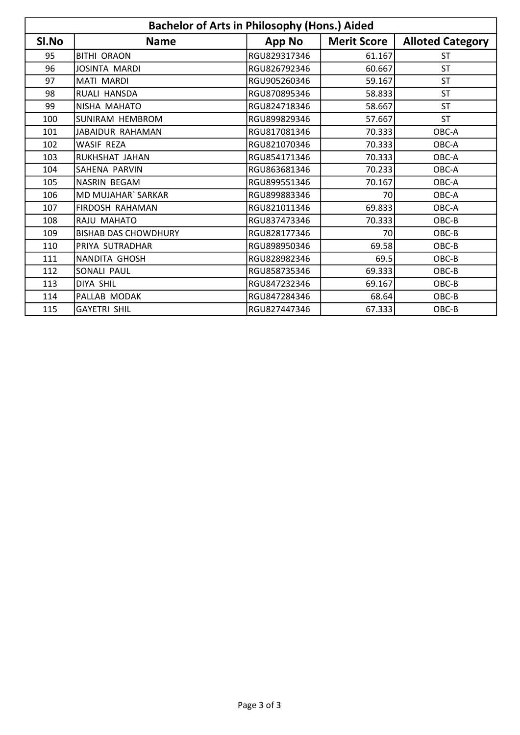| Bachelor of Arts in Philosophy (Hons.) Aided | | | | |
|---|---|---|---|---|
| Sl.No | Name | App No | Merit Score | Alloted Category |
| 95 | BITHI ORAON | RGU829317346 | 61.167 | ST |
| 96 | JOSINTA MARDI | RGU826792346 | 60.667 | ST |
| 97 | MATI MARDI | RGU905260346 | 59.167 | ST |
| 98 | RUALI HANSDA | RGU870895346 | 58.833 | ST |
| 99 | NISHA MAHATO | RGU824718346 | 58.667 | ST |
| 100 | SUNIRAM HEMBROM | RGU899829346 | 57.667 | ST |
| 101 | JABAIDUR RAHAMAN | RGU817081346 | 70.333 | OBC-A |
| 102 | WASIF REZA | RGU821070346 | 70.333 | OBC-A |
| 103 | RUKHSHAT JAHAN | RGU854171346 | 70.333 | OBC-A |
| 104 | SAHENA PARVIN | RGU863681346 | 70.233 | OBC-A |
| 105 | NASRIN BEGAM | RGU899551346 | 70.167 | OBC-A |
| 106 | MD MUJAHAR` SARKAR | RGU899883346 | 70 | OBC-A |
| 107 | FIRDOSH RAHAMAN | RGU821011346 | 69.833 | OBC-A |
| 108 | RAJU MAHATO | RGU837473346 | 70.333 | OBC-B |
| 109 | BISHAB DAS CHOWDHURY | RGU828177346 | 70 | OBC-B |
| 110 | PRIYA SUTRADHAR | RGU898950346 | 69.58 | OBC-B |
| 111 | NANDITA GHOSH | RGU828982346 | 69.5 | OBC-B |
| 112 | SONALI PAUL | RGU858735346 | 69.333 | OBC-B |
| 113 | DIYA SHIL | RGU847232346 | 69.167 | OBC-B |
| 114 | PALLAB MODAK | RGU847284346 | 68.64 | OBC-B |
| 115 | GAYETRI SHIL | RGU827447346 | 67.333 | OBC-B |